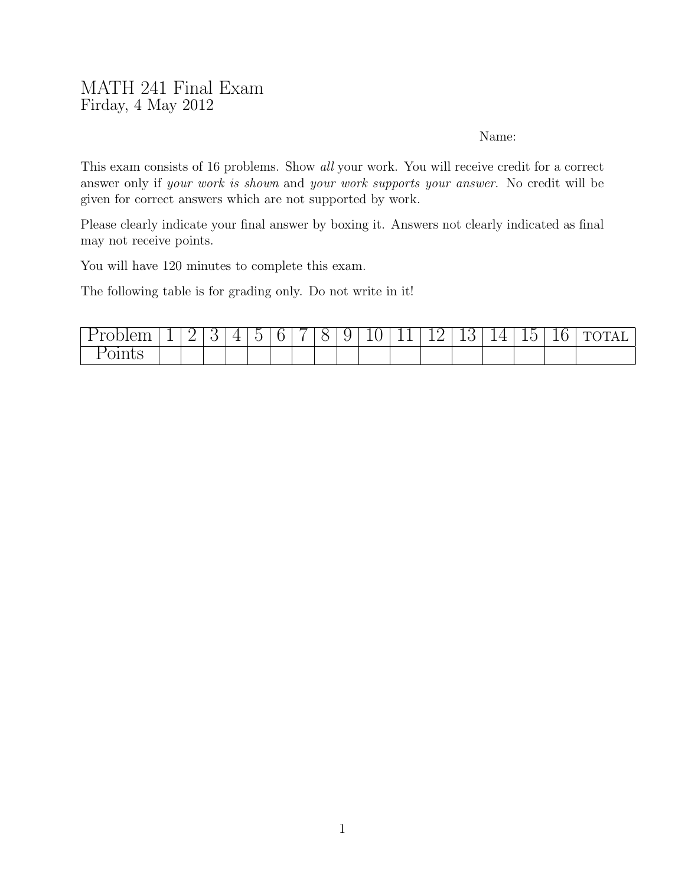# MATH 241 Final Exam

Firday, 4 May 2012

Name:

This exam consists of 16 problems. Show *all* your work. You will receive credit for a correct answer only if *your work is shown* and *your work supports your answer*. No credit will be given for correct answers which are not supported by work.

Please clearly indicate your final answer by boxing it. Answers not clearly indicated as final may not receive points.

You will have 120 minutes to complete this exam.

The following table is for grading only. Do not write in it!

| Problem | 1 | 2 | 3 | 4 | 5 | 6 | 7 | 8 | 9 | 10 | 11 | 12 | 13 | 14 | 15 | 16 | TOTAL |
|---|---|---|---|---|---|---|---|---|---|---|---|---|---|---|---|---|---|
| Points | | | | | | | | | | | | | | | | | |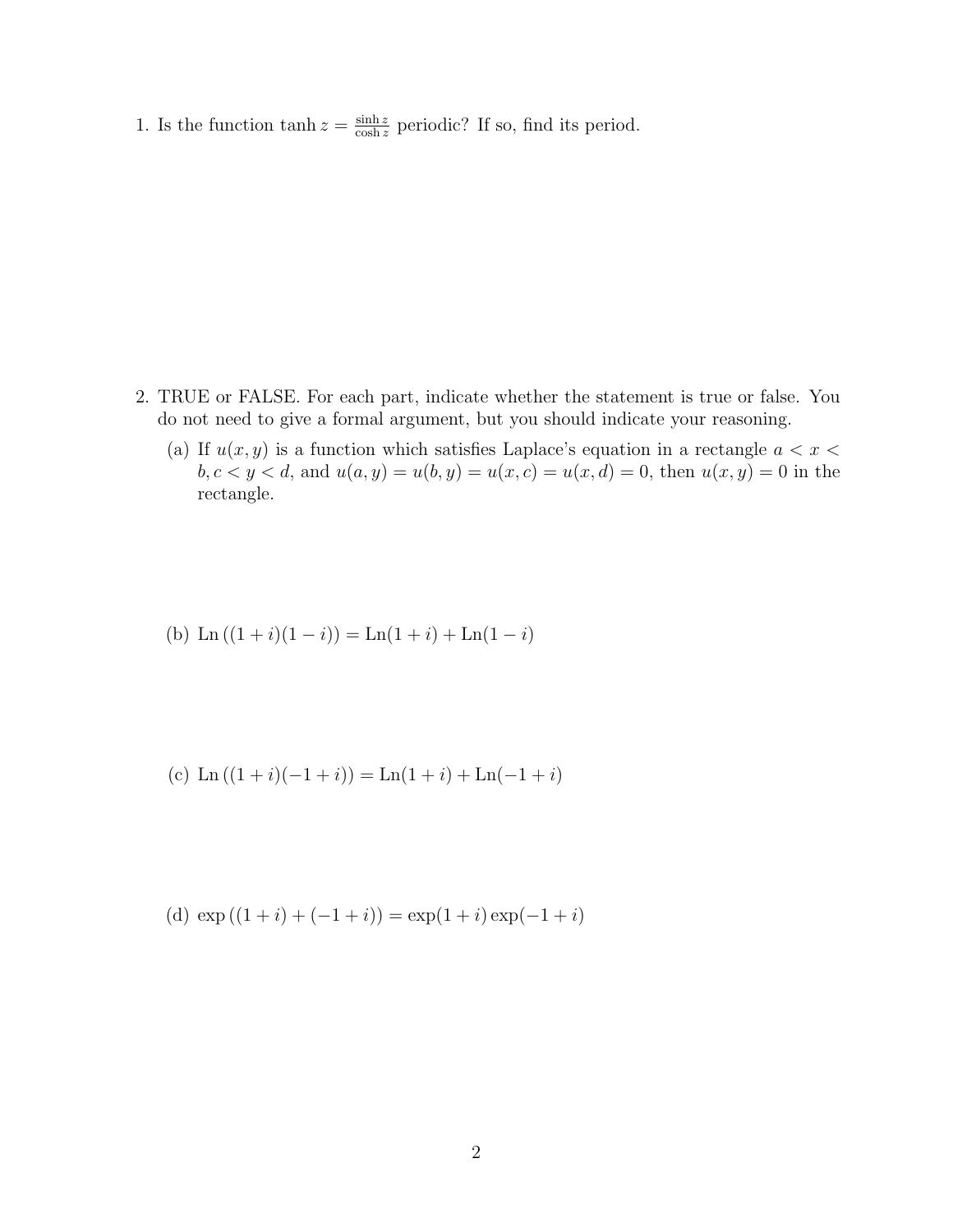1. Is the function $\tanh z = \frac{\sinh z}{\cosh z}$ periodic? If so, find its period.

2. TRUE or FALSE. For each part, indicate whether the statement is true or false. You do not need to give a formal argument, but you should indicate your reasoning.

   (a) If $u(x, y)$ is a function which satisfies Laplace's equation in a rectangle $a < x < b, c < y < d$, and $u(a, y) = u(b, y) = u(x, c) = u(x, d) = 0$, then $u(x, y) = 0$ in the rectangle.

   (b) $\text{Ln}\left((1 + i)(1 - i)\right) = \text{Ln}(1 + i) + \text{Ln}(1 - i)$

   (c) $\text{Ln}\left((1 + i)(-1 + i)\right) = \text{Ln}(1 + i) + \text{Ln}(-1 + i)$

   (d) $\exp\left((1 + i) + (-1 + i)\right) = \exp(1 + i)\exp(-1 + i)$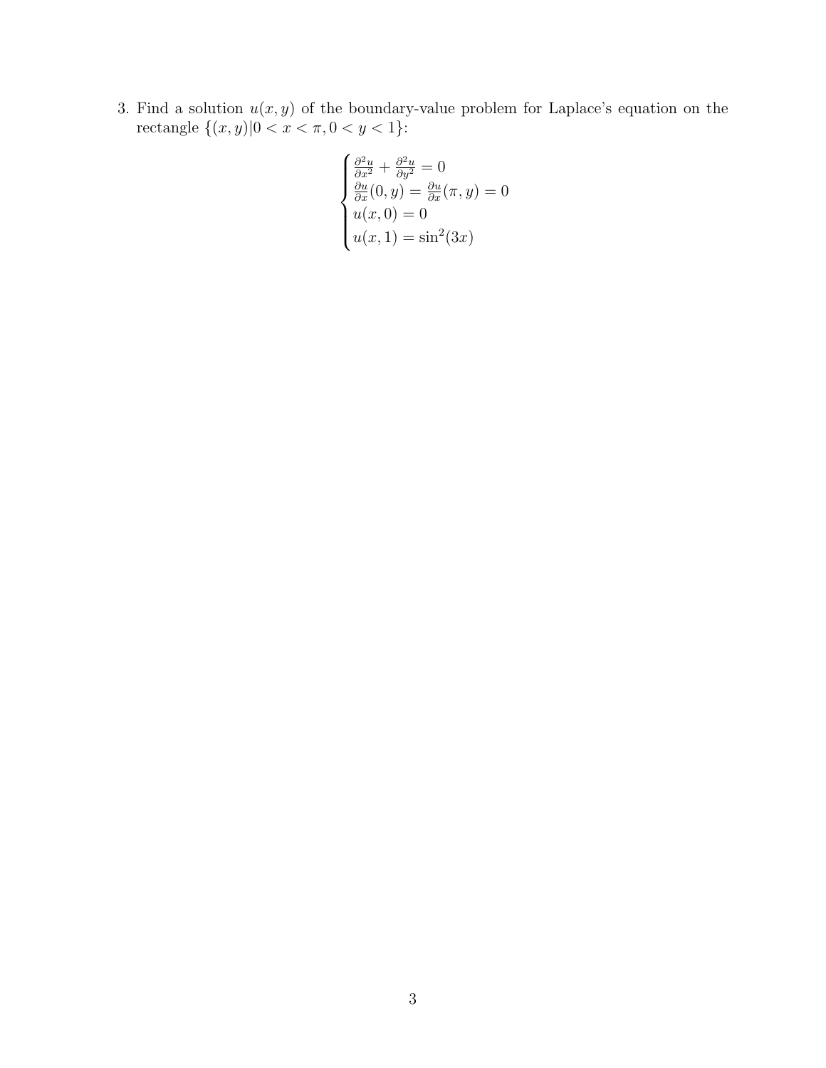3. Find a solution $u(x, y)$ of the boundary-value problem for Laplace's equation on the rectangle $\{(x, y) | 0 < x < \pi, 0 < y < 1\}$:

$$
\begin{cases}
\frac{\partial^2 u}{\partial x^2} + \frac{\partial^2 u}{\partial y^2} = 0 \\
\frac{\partial u}{\partial x}(0, y) = \frac{\partial u}{\partial x}(\pi, y) = 0 \\
u(x, 0) = 0 \\
u(x, 1) = \sin^2(3x)
\end{cases}
$$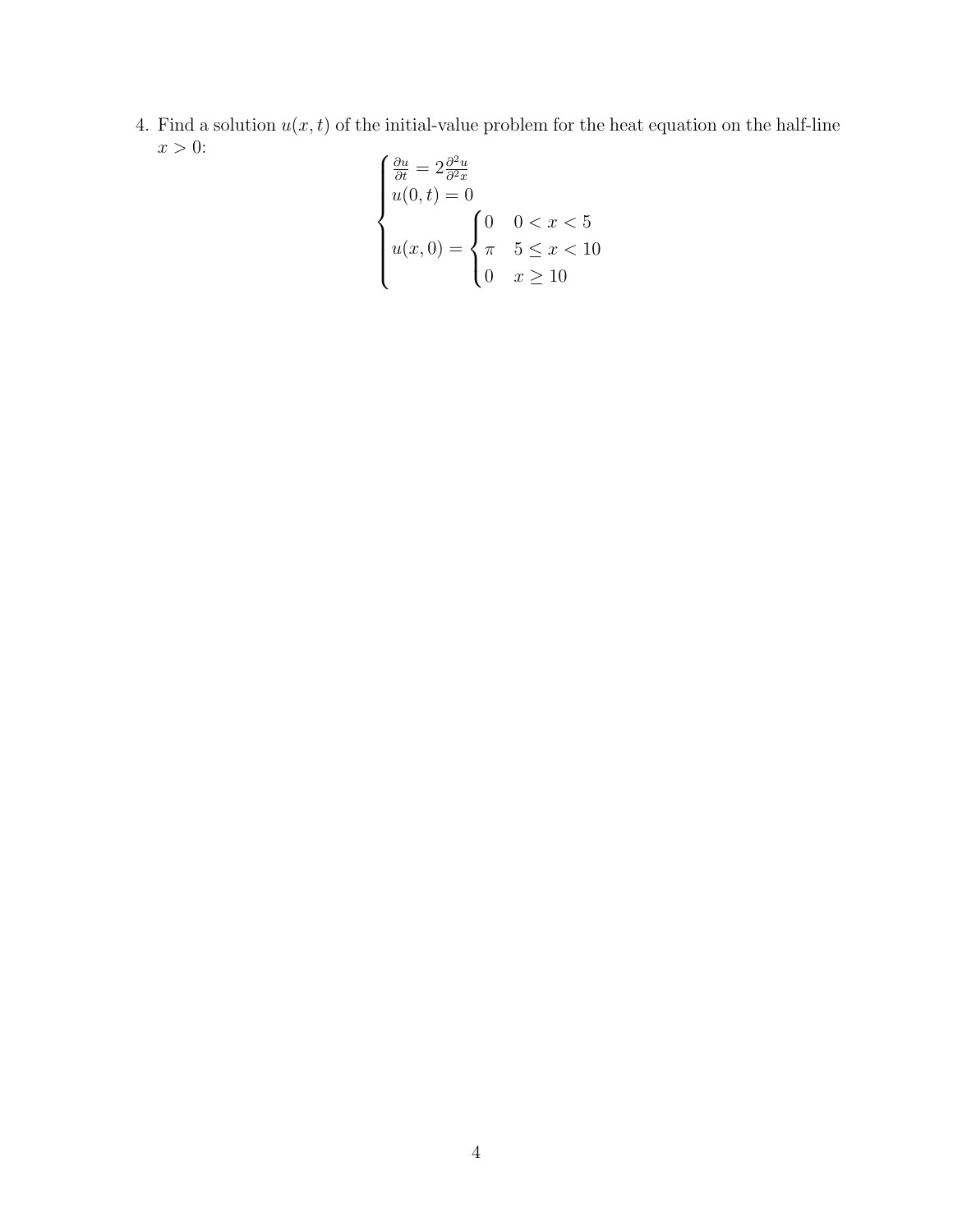4. Find a solution $u(x,t)$ of the initial-value problem for the heat equation on the half-line $x > 0$:

$$\begin{cases} \frac{\partial u}{\partial t} = 2\frac{\partial^2 u}{\partial^2 x} \\ u(0,t) = 0 \\ u(x,0) = \begin{cases} 0 & 0 < x < 5 \\ \pi & 5 \leq x < 10 \\ 0 & x \geq 10 \end{cases} \end{cases}$$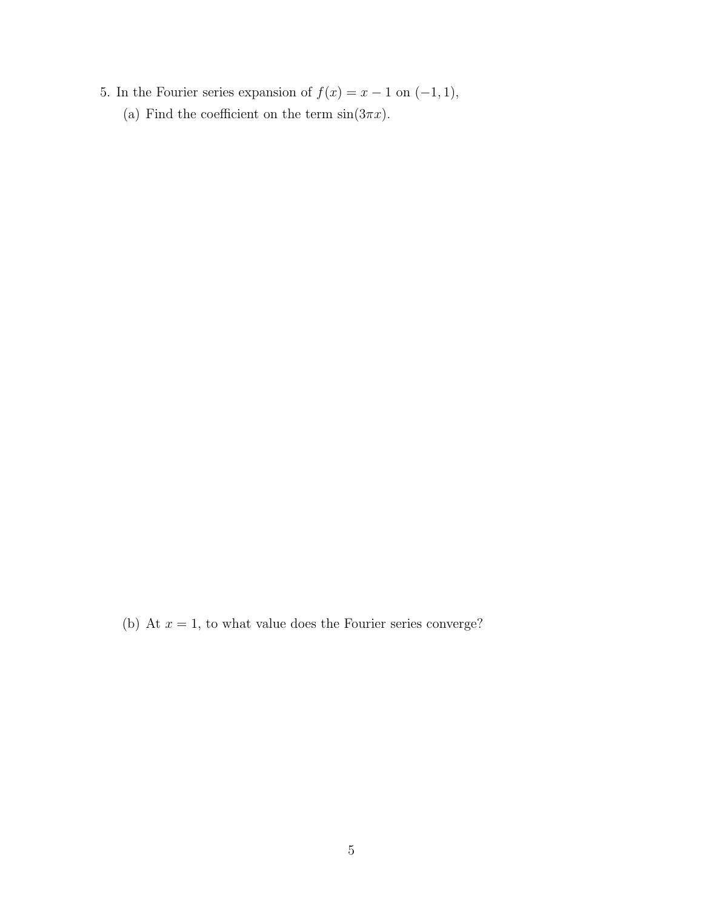5. In the Fourier series expansion of $f(x) = x - 1$ on $(-1, 1)$,

   (a) Find the coefficient on the term $\sin(3\pi x)$.

   (b) At $x = 1$, to what value does the Fourier series converge?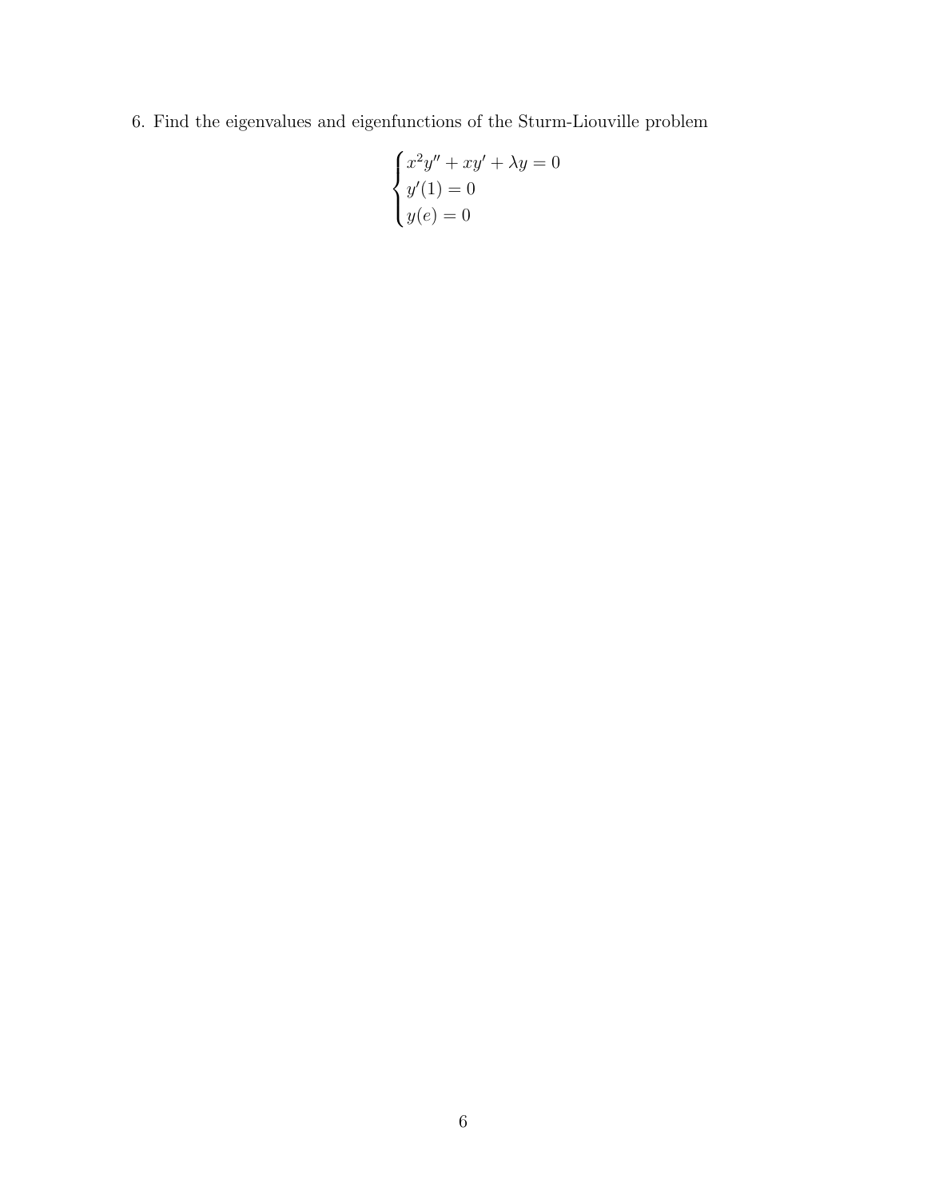6. Find the eigenvalues and eigenfunctions of the Sturm-Liouville problem

$$
\begin{cases}
x^2 y'' + xy' + \lambda y = 0 \\
y'(1) = 0 \\
y(e) = 0
\end{cases}
$$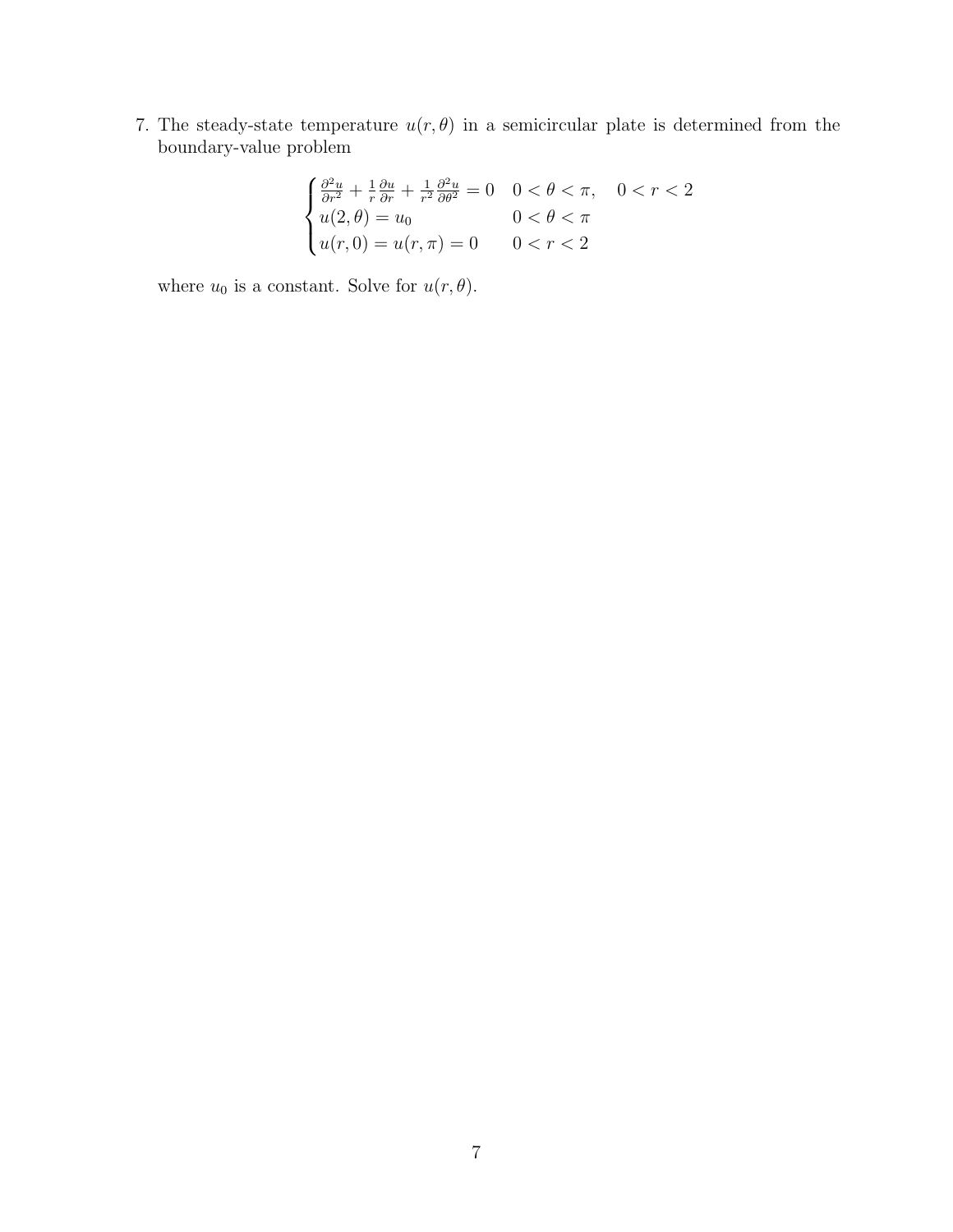7. The steady-state temperature $u(r, \theta)$ in a semicircular plate is determined from the boundary-value problem

$$
\begin{cases}
\frac{\partial^2 u}{\partial r^2} + \frac{1}{r}\frac{\partial u}{\partial r} + \frac{1}{r^2}\frac{\partial^2 u}{\partial \theta^2} = 0 & 0 < \theta < \pi, \quad 0 < r < 2 \\
u(2, \theta) = u_0 & 0 < \theta < \pi \\
u(r, 0) = u(r, \pi) = 0 & 0 < r < 2
\end{cases}
$$

where $u_0$ is a constant. Solve for $u(r, \theta)$.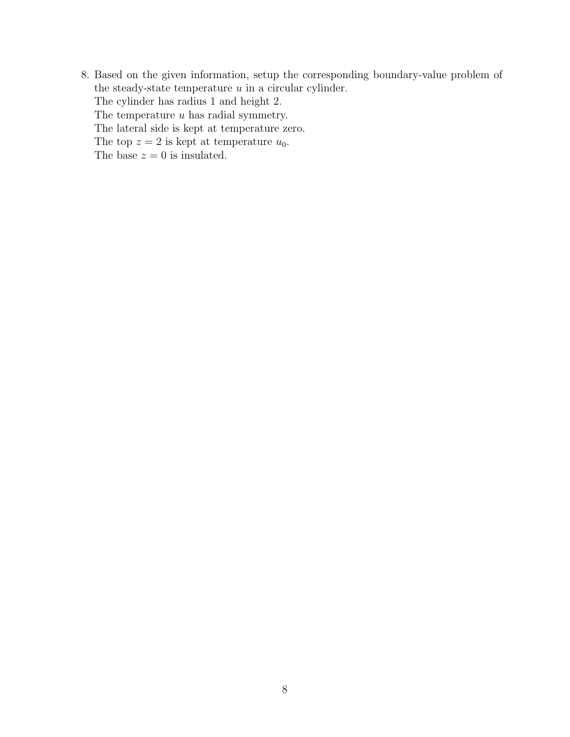8. Based on the given information, setup the corresponding boundary-value problem of the steady-state temperature $u$ in a circular cylinder.
   The cylinder has radius 1 and height 2.
   The temperature $u$ has radial symmetry.
   The lateral side is kept at temperature zero.
   The top $z = 2$ is kept at temperature $u_0$.
   The base $z = 0$ is insulated.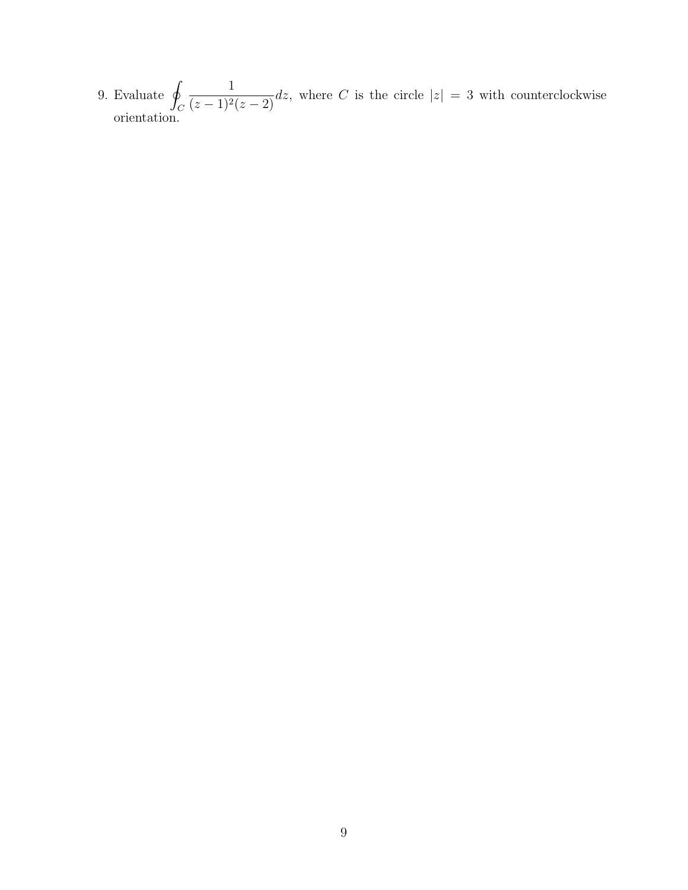9. Evaluate $\oint_C \frac{1}{(z-1)^2(z-2)} dz$, where $C$ is the circle $|z| = 3$ with counterclockwise orientation.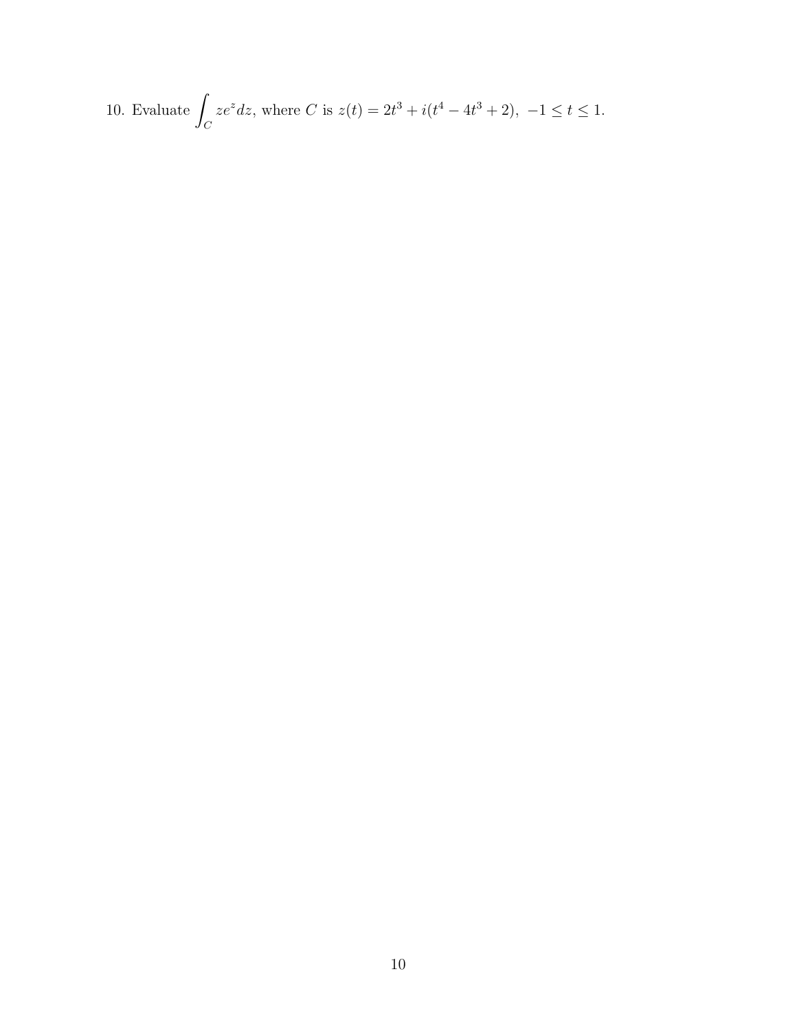10. Evaluate $\int_C ze^z dz$, where $C$ is $z(t) = 2t^3 + i(t^4 - 4t^3 + 2),\ -1 \leq t \leq 1$.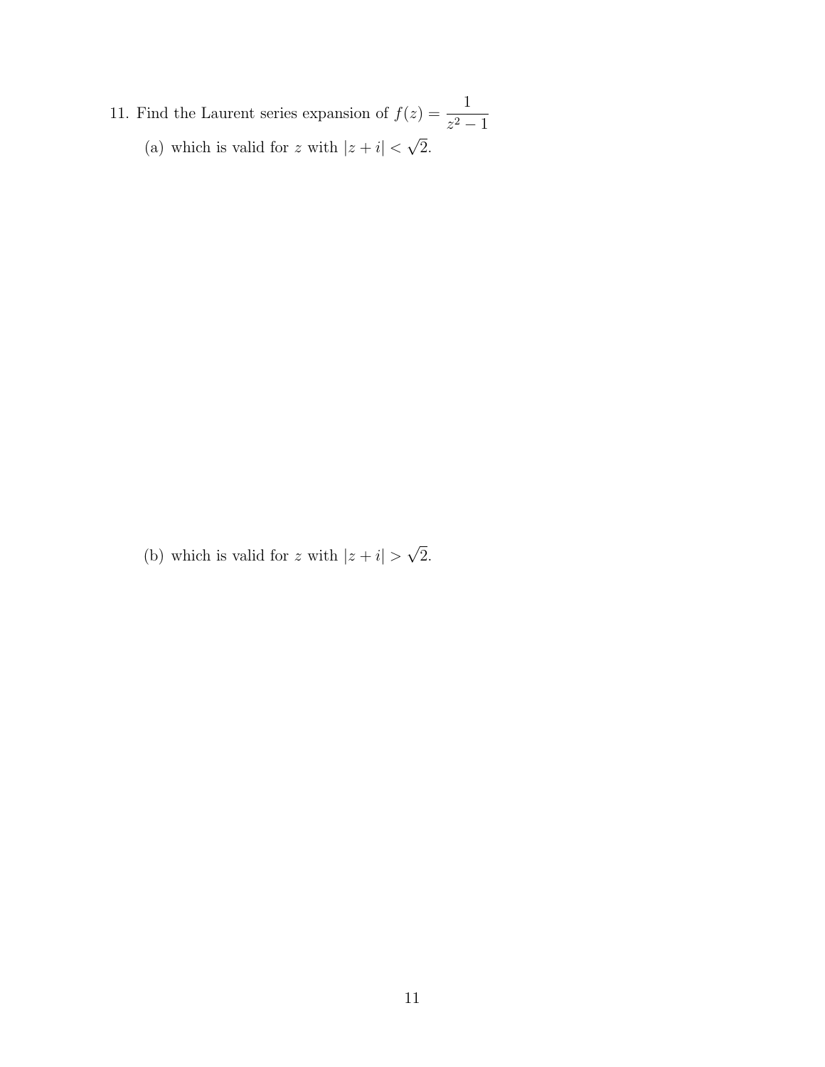11. Find the Laurent series expansion of $f(z) = \dfrac{1}{z^2 - 1}$

    (a) which is valid for $z$ with $|z + i| < \sqrt{2}$.

    (b) which is valid for $z$ with $|z + i| > \sqrt{2}$.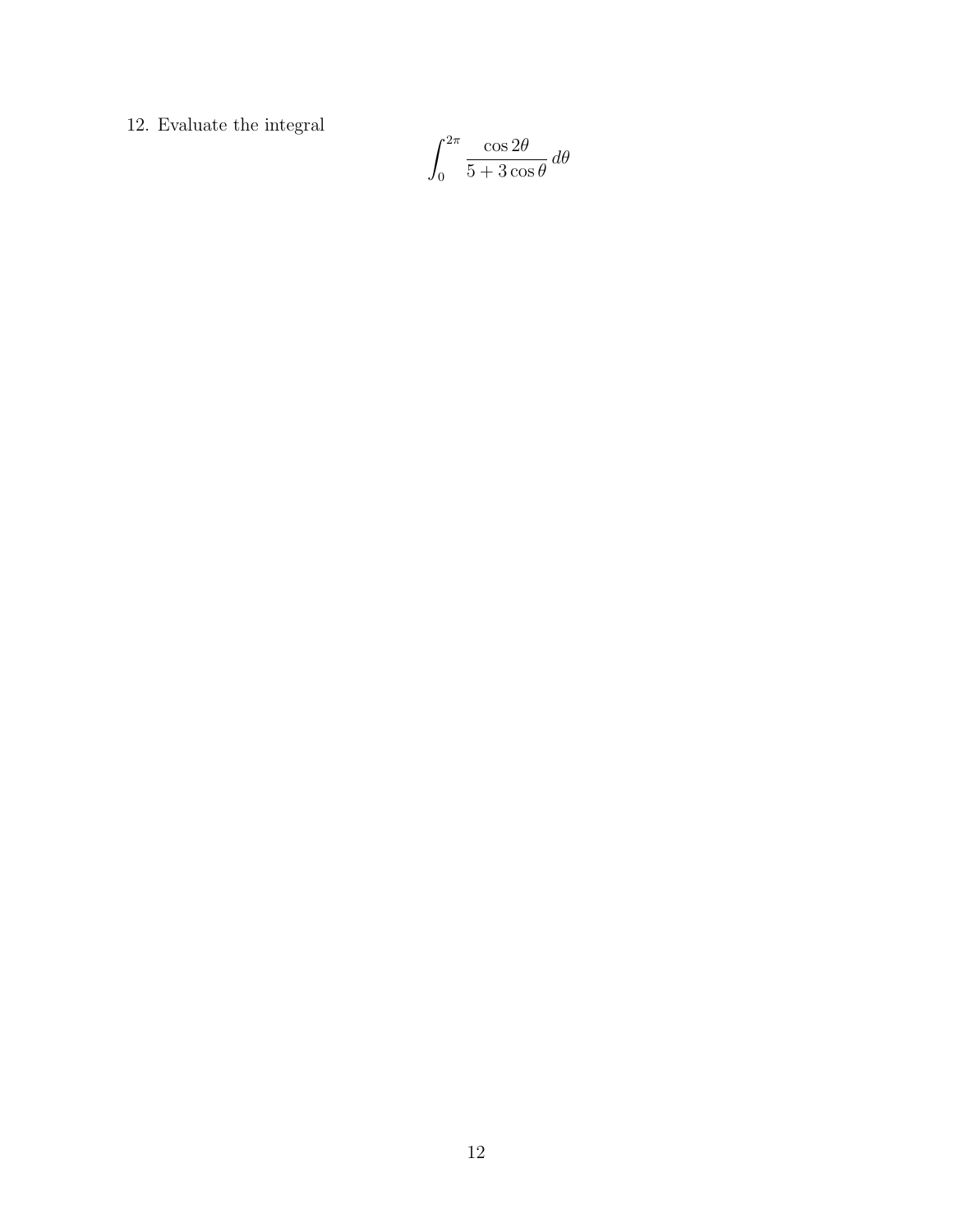12. Evaluate the integral

$$\int_0^{2\pi} \frac{\cos 2\theta}{5 + 3\cos\theta}\, d\theta$$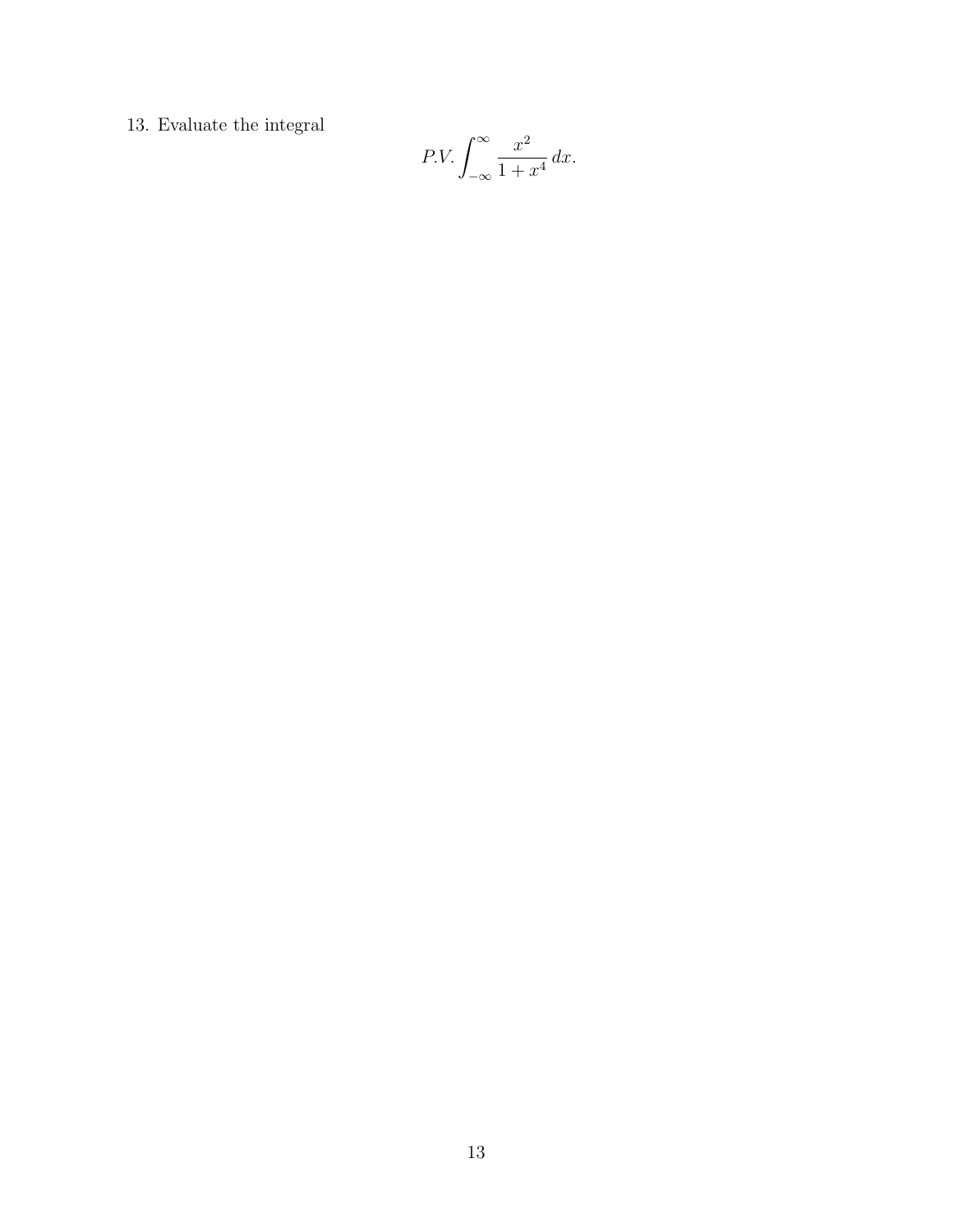13. Evaluate the integral

$$P.V. \int_{-\infty}^{\infty} \frac{x^2}{1+x^4}\, dx.$$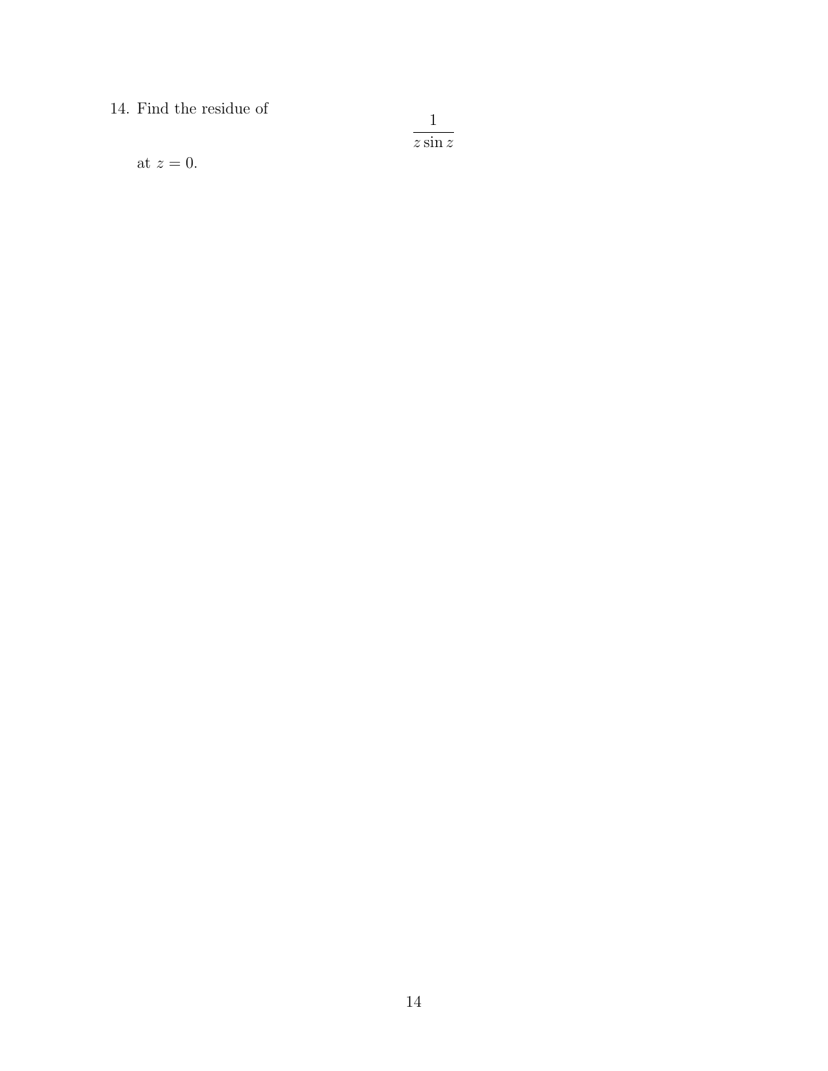14. Find the residue of

$$\frac{1}{z \sin z}$$

at $z = 0$.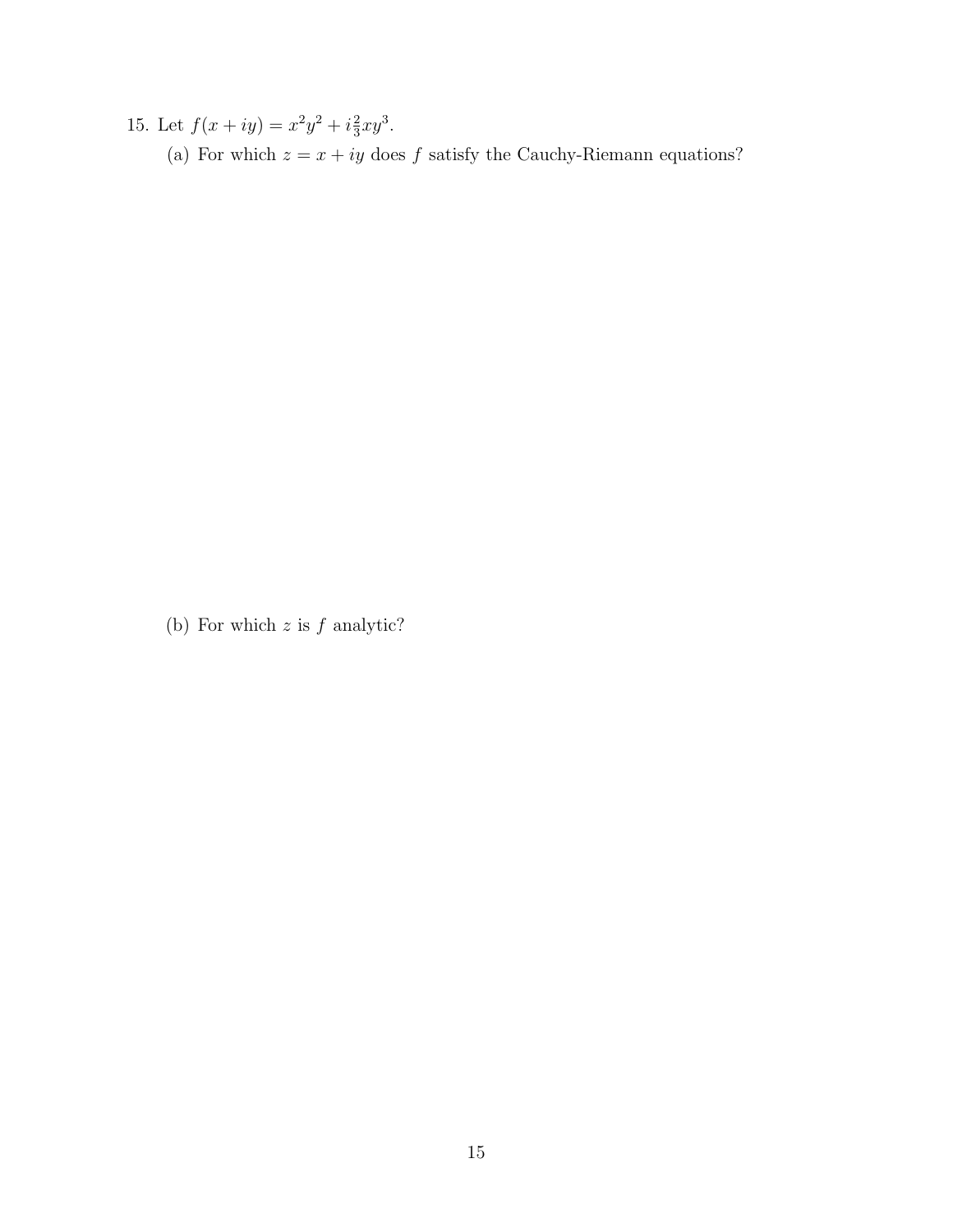15. Let $f(x + iy) = x^2y^2 + i\frac{2}{3}xy^3$.

    (a) For which $z = x + iy$ does $f$ satisfy the Cauchy-Riemann equations?

    (b) For which $z$ is $f$ analytic?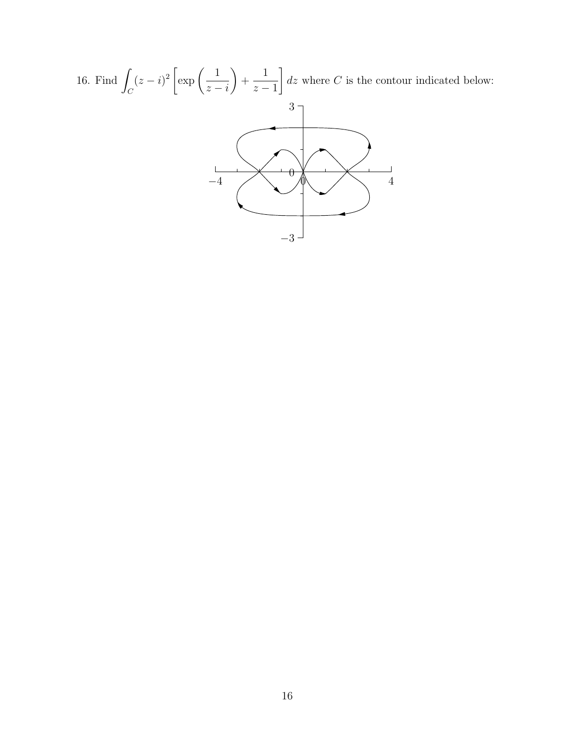16. Find $\displaystyle\int_C (z-i)^2 \left[\exp\left(\frac{1}{z-i}\right) + \frac{1}{z-1}\right] dz$ where $C$ is the contour indicated below:

3

0

−4

0

4

−3